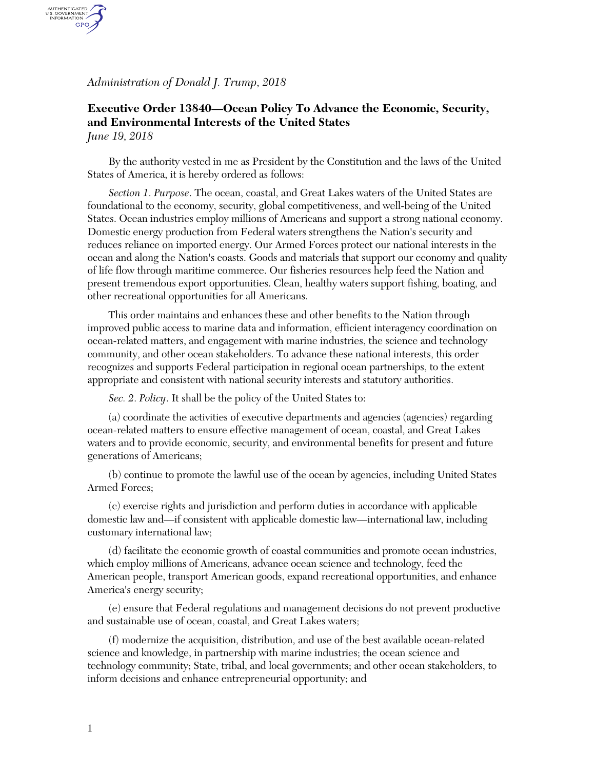*Administration of Donald J. Trump, 2018*

## Executive Order 13840—Ocean Policy To Advance the Economic, Security, and Environmental Interests of the United States

*June 19, 2018*

By the authority vested in me as President by the Constitution and the laws of the United States of America, it is hereby ordered as follows:

*Section 1. Purpose*. The ocean, coastal, and Great Lakes waters of the United States are foundational to the economy, security, global competitiveness, and well-being of the United States. Ocean industries employ millions of Americans and support a strong national economy. Domestic energy production from Federal waters strengthens the Nation's security and reduces reliance on imported energy. Our Armed Forces protect our national interests in the ocean and along the Nation's coasts. Goods and materials that support our economy and quality of life flow through maritime commerce. Our fisheries resources help feed the Nation and present tremendous export opportunities. Clean, healthy waters support fishing, boating, and other recreational opportunities for all Americans.

This order maintains and enhances these and other benefits to the Nation through improved public access to marine data and information, efficient interagency coordination on ocean-related matters, and engagement with marine industries, the science and technology community, and other ocean stakeholders. To advance these national interests, this order recognizes and supports Federal participation in regional ocean partnerships, to the extent appropriate and consistent with national security interests and statutory authorities.

*Sec. 2. Policy*. It shall be the policy of the United States to:

(a) coordinate the activities of executive departments and agencies (agencies) regarding ocean-related matters to ensure effective management of ocean, coastal, and Great Lakes waters and to provide economic, security, and environmental benefits for present and future generations of Americans;

(b) continue to promote the lawful use of the ocean by agencies, including United States Armed Forces;

(c) exercise rights and jurisdiction and perform duties in accordance with applicable domestic law and—if consistent with applicable domestic law—international law, including customary international law;

(d) facilitate the economic growth of coastal communities and promote ocean industries, which employ millions of Americans, advance ocean science and technology, feed the American people, transport American goods, expand recreational opportunities, and enhance America's energy security;

(e) ensure that Federal regulations and management decisions do not prevent productive and sustainable use of ocean, coastal, and Great Lakes waters;

(f) modernize the acquisition, distribution, and use of the best available ocean-related science and knowledge, in partnership with marine industries; the ocean science and technology community; State, tribal, and local governments; and other ocean stakeholders, to inform decisions and enhance entrepreneurial opportunity; and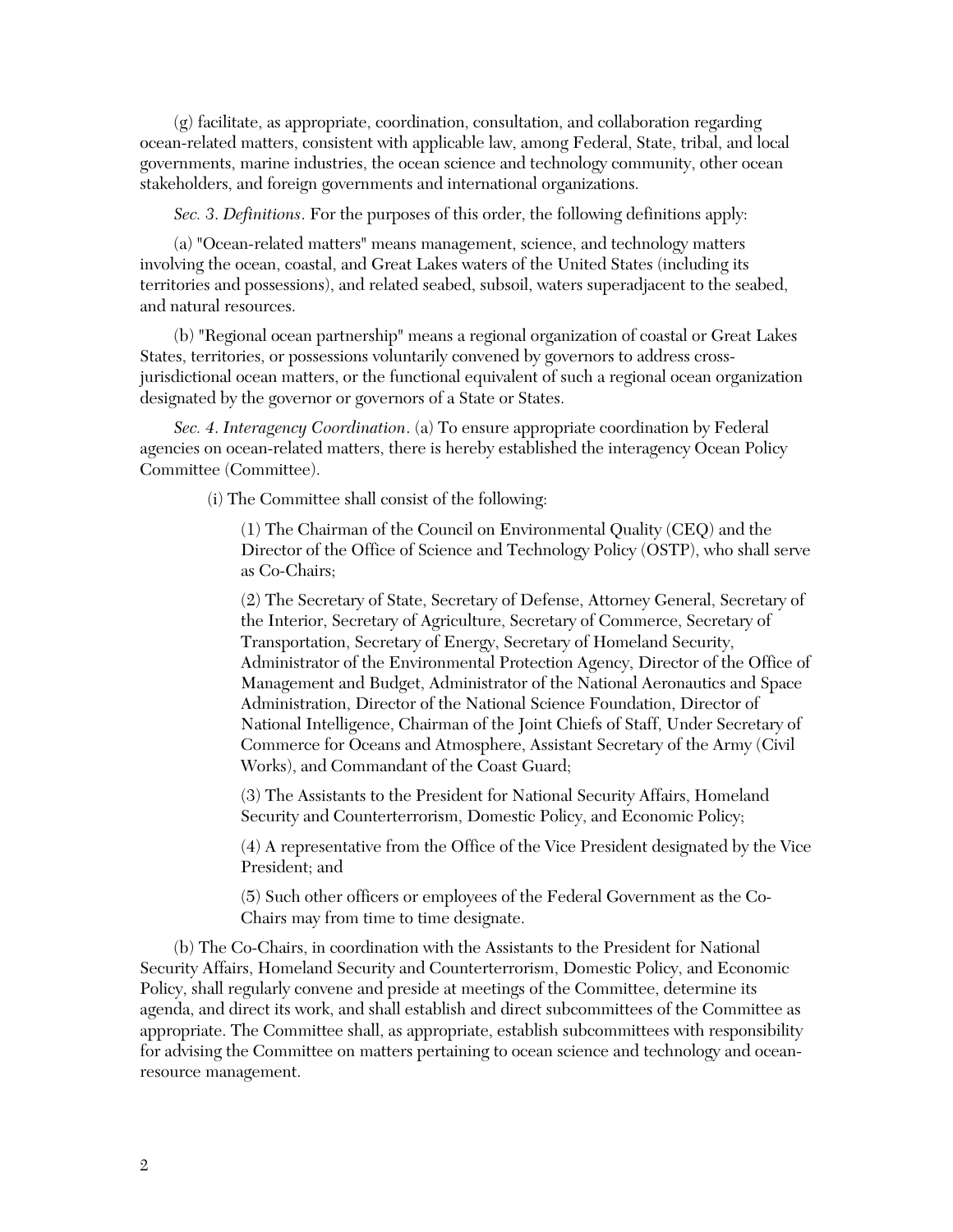(g) facilitate, as appropriate, coordination, consultation, and collaboration regarding ocean-related matters, consistent with applicable law, among Federal, State, tribal, and local governments, marine industries, the ocean science and technology community, other ocean stakeholders, and foreign governments and international organizations.

*Sec. 3. Definitions*. For the purposes of this order, the following definitions apply:

(a) "Ocean-related matters" means management, science, and technology matters involving the ocean, coastal, and Great Lakes waters of the United States (including its territories and possessions), and related seabed, subsoil, waters superadjacent to the seabed, and natural resources.

(b) "Regional ocean partnership" means a regional organization of coastal or Great Lakes States, territories, or possessions voluntarily convened by governors to address cross-jurisdictional ocean matters, or the functional equivalent of such a regional ocean organization designated by the governor or governors of a State or States.

*Sec. 4. Interagency Coordination*. (a) To ensure appropriate coordination by Federal agencies on ocean-related matters, there is hereby established the interagency Ocean Policy Committee (Committee).

(i) The Committee shall consist of the following:

(1) The Chairman of the Council on Environmental Quality (CEQ) and the Director of the Office of Science and Technology Policy (OSTP), who shall serve as Co-Chairs;

(2) The Secretary of State, Secretary of Defense, Attorney General, Secretary of the Interior, Secretary of Agriculture, Secretary of Commerce, Secretary of Transportation, Secretary of Energy, Secretary of Homeland Security, Administrator of the Environmental Protection Agency, Director of the Office of Management and Budget, Administrator of the National Aeronautics and Space Administration, Director of the National Science Foundation, Director of National Intelligence, Chairman of the Joint Chiefs of Staff, Under Secretary of Commerce for Oceans and Atmosphere, Assistant Secretary of the Army (Civil Works), and Commandant of the Coast Guard;

(3) The Assistants to the President for National Security Affairs, Homeland Security and Counterterrorism, Domestic Policy, and Economic Policy;

(4) A representative from the Office of the Vice President designated by the Vice President; and

(5) Such other officers or employees of the Federal Government as the Co-Chairs may from time to time designate.

(b) The Co-Chairs, in coordination with the Assistants to the President for National Security Affairs, Homeland Security and Counterterrorism, Domestic Policy, and Economic Policy, shall regularly convene and preside at meetings of the Committee, determine its agenda, and direct its work, and shall establish and direct subcommittees of the Committee as appropriate. The Committee shall, as appropriate, establish subcommittees with responsibility for advising the Committee on matters pertaining to ocean science and technology and ocean-resource management.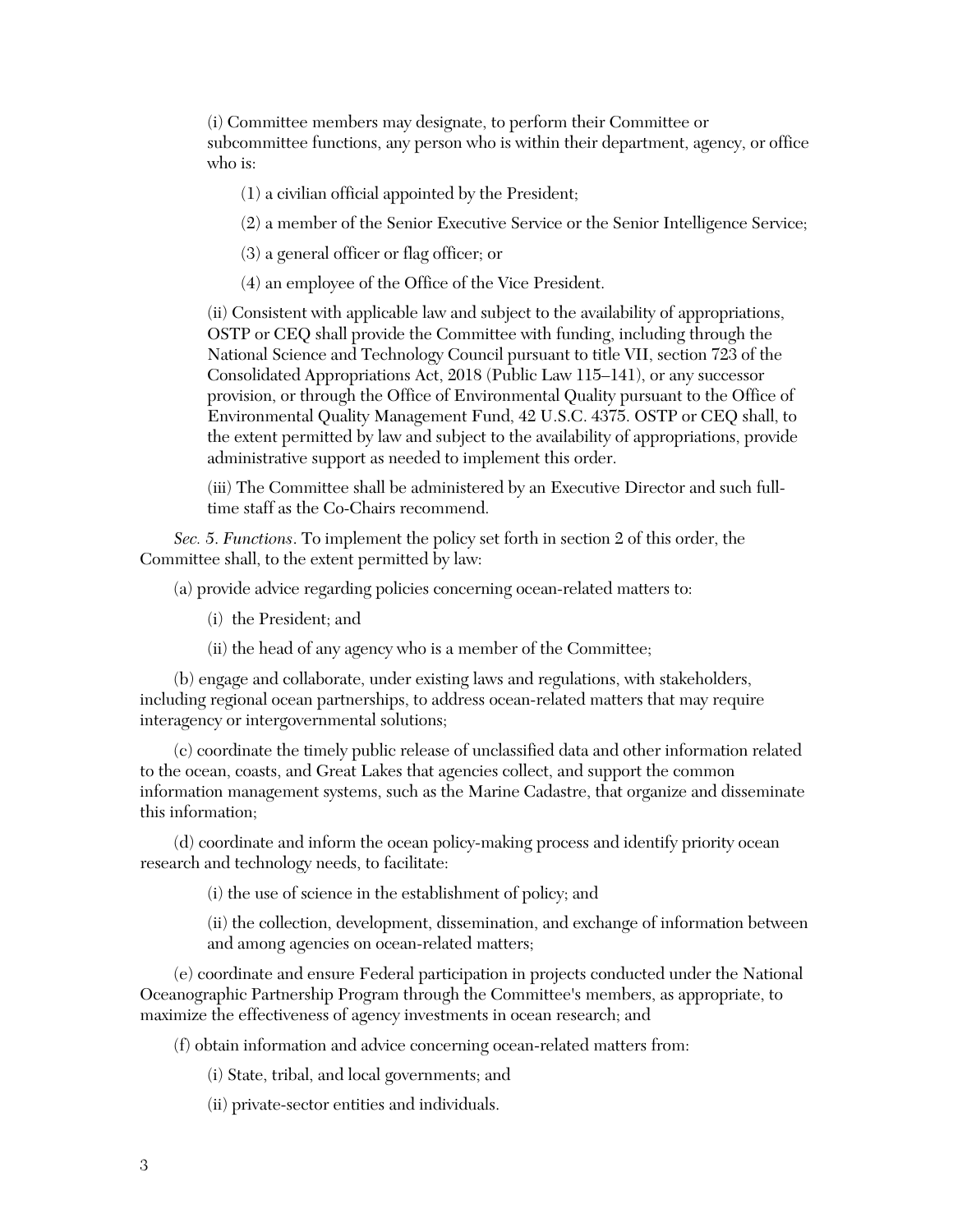(i) Committee members may designate, to perform their Committee or subcommittee functions, any person who is within their department, agency, or office who is:

(1) a civilian official appointed by the President;

(2) a member of the Senior Executive Service or the Senior Intelligence Service;

(3) a general officer or flag officer; or

(4) an employee of the Office of the Vice President.

(ii) Consistent with applicable law and subject to the availability of appropriations, OSTP or CEQ shall provide the Committee with funding, including through the National Science and Technology Council pursuant to title VII, section 723 of the Consolidated Appropriations Act, 2018 (Public Law 115–141), or any successor provision, or through the Office of Environmental Quality pursuant to the Office of Environmental Quality Management Fund, 42 U.S.C. 4375. OSTP or CEQ shall, to the extent permitted by law and subject to the availability of appropriations, provide administrative support as needed to implement this order.

(iii) The Committee shall be administered by an Executive Director and such full-time staff as the Co-Chairs recommend.

*Sec. 5. Functions*. To implement the policy set forth in section 2 of this order, the Committee shall, to the extent permitted by law:

(a) provide advice regarding policies concerning ocean-related matters to:

(i) the President; and

(ii) the head of any agency who is a member of the Committee;

(b) engage and collaborate, under existing laws and regulations, with stakeholders, including regional ocean partnerships, to address ocean-related matters that may require interagency or intergovernmental solutions;

(c) coordinate the timely public release of unclassified data and other information related to the ocean, coasts, and Great Lakes that agencies collect, and support the common information management systems, such as the Marine Cadastre, that organize and disseminate this information;

(d) coordinate and inform the ocean policy-making process and identify priority ocean research and technology needs, to facilitate:

(i) the use of science in the establishment of policy; and

(ii) the collection, development, dissemination, and exchange of information between and among agencies on ocean-related matters;

(e) coordinate and ensure Federal participation in projects conducted under the National Oceanographic Partnership Program through the Committee's members, as appropriate, to maximize the effectiveness of agency investments in ocean research; and

(f) obtain information and advice concerning ocean-related matters from:

(i) State, tribal, and local governments; and

(ii) private-sector entities and individuals.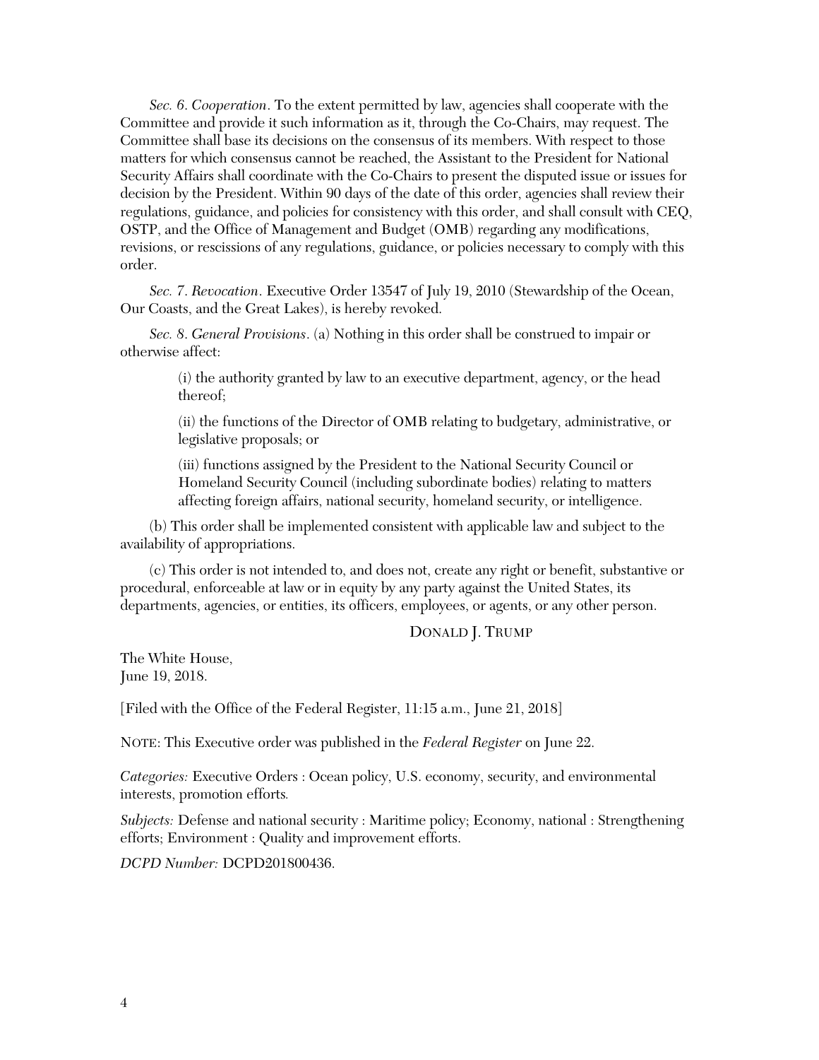*Sec. 6*. *Cooperation*. To the extent permitted by law, agencies shall cooperate with the Committee and provide it such information as it, through the Co-Chairs, may request. The Committee shall base its decisions on the consensus of its members. With respect to those matters for which consensus cannot be reached, the Assistant to the President for National Security Affairs shall coordinate with the Co-Chairs to present the disputed issue or issues for decision by the President. Within 90 days of the date of this order, agencies shall review their regulations, guidance, and policies for consistency with this order, and shall consult with CEQ, OSTP, and the Office of Management and Budget (OMB) regarding any modifications, revisions, or rescissions of any regulations, guidance, or policies necessary to comply with this order.

*Sec. 7*. *Revocation*. Executive Order 13547 of July 19, 2010 (Stewardship of the Ocean, Our Coasts, and the Great Lakes), is hereby revoked.

*Sec. 8*. *General Provisions*. (a) Nothing in this order shall be construed to impair or otherwise affect:

(i) the authority granted by law to an executive department, agency, or the head thereof;

(ii) the functions of the Director of OMB relating to budgetary, administrative, or legislative proposals; or

(iii) functions assigned by the President to the National Security Council or Homeland Security Council (including subordinate bodies) relating to matters affecting foreign affairs, national security, homeland security, or intelligence.

(b) This order shall be implemented consistent with applicable law and subject to the availability of appropriations.

(c) This order is not intended to, and does not, create any right or benefit, substantive or procedural, enforceable at law or in equity by any party against the United States, its departments, agencies, or entities, its officers, employees, or agents, or any other person.

DONALD J. TRUMP

The White House,
June 19, 2018.

[Filed with the Office of the Federal Register, 11:15 a.m., June 21, 2018]

NOTE: This Executive order was published in the *Federal Register* on June 22.

*Categories:* Executive Orders : Ocean policy, U.S. economy, security, and environmental interests, promotion efforts.

*Subjects:* Defense and national security : Maritime policy; Economy, national : Strengthening efforts; Environment : Quality and improvement efforts.

*DCPD Number:* DCPD201800436.